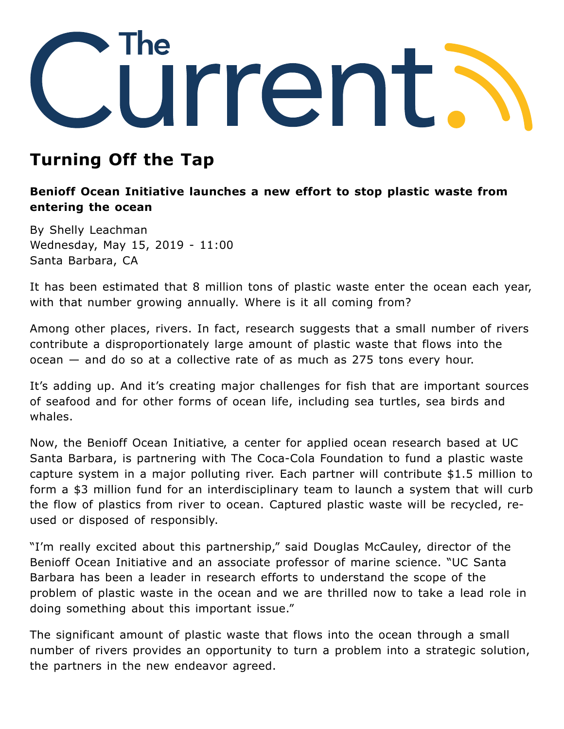# The Current

## Turning Off the Tap

**Benioff Ocean Initiative launches a new effort to stop plastic waste from entering the ocean**

By Shelly Leachman
Wednesday, May 15, 2019 - 11:00
Santa Barbara, CA

It has been estimated that 8 million tons of plastic waste enter the ocean each year, with that number growing annually. Where is it all coming from?

Among other places, rivers. In fact, research suggests that a small number of rivers contribute a disproportionately large amount of plastic waste that flows into the ocean — and do so at a collective rate of as much as 275 tons every hour.

It's adding up. And it's creating major challenges for fish that are important sources of seafood and for other forms of ocean life, including sea turtles, sea birds and whales.

Now, the Benioff Ocean Initiative, a center for applied ocean research based at UC Santa Barbara, is partnering with The Coca-Cola Foundation to fund a plastic waste capture system in a major polluting river. Each partner will contribute $1.5 million to form a $3 million fund for an interdisciplinary team to launch a system that will curb the flow of plastics from river to ocean. Captured plastic waste will be recycled, re-used or disposed of responsibly.

"I'm really excited about this partnership," said Douglas McCauley, director of the Benioff Ocean Initiative and an associate professor of marine science. "UC Santa Barbara has been a leader in research efforts to understand the scope of the problem of plastic waste in the ocean and we are thrilled now to take a lead role in doing something about this important issue."

The significant amount of plastic waste that flows into the ocean through a small number of rivers provides an opportunity to turn a problem into a strategic solution, the partners in the new endeavor agreed.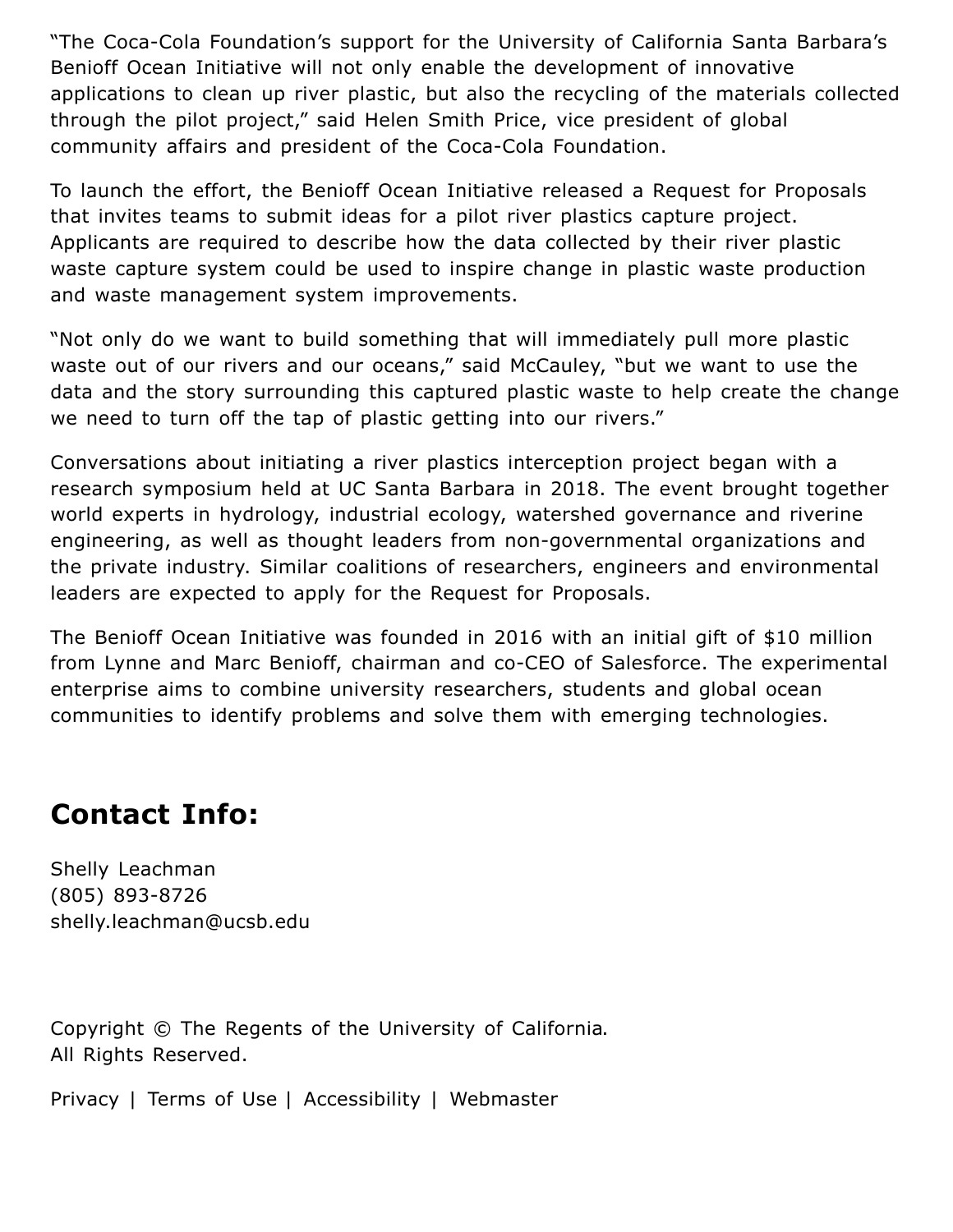"The Coca-Cola Foundation's support for the University of California Santa Barbara's Benioff Ocean Initiative will not only enable the development of innovative applications to clean up river plastic, but also the recycling of the materials collected through the pilot project," said Helen Smith Price, vice president of global community affairs and president of the Coca-Cola Foundation.

To launch the effort, the Benioff Ocean Initiative released a Request for Proposals that invites teams to submit ideas for a pilot river plastics capture project. Applicants are required to describe how the data collected by their river plastic waste capture system could be used to inspire change in plastic waste production and waste management system improvements.

"Not only do we want to build something that will immediately pull more plastic waste out of our rivers and our oceans," said McCauley, "but we want to use the data and the story surrounding this captured plastic waste to help create the change we need to turn off the tap of plastic getting into our rivers."

Conversations about initiating a river plastics interception project began with a research symposium held at UC Santa Barbara in 2018. The event brought together world experts in hydrology, industrial ecology, watershed governance and riverine engineering, as well as thought leaders from non-governmental organizations and the private industry. Similar coalitions of researchers, engineers and environmental leaders are expected to apply for the Request for Proposals.

The Benioff Ocean Initiative was founded in 2016 with an initial gift of $10 million from Lynne and Marc Benioff, chairman and co-CEO of Salesforce. The experimental enterprise aims to combine university researchers, students and global ocean communities to identify problems and solve them with emerging technologies.

## Contact Info:

Shelly Leachman
(805) 893-8726
shelly.leachman@ucsb.edu

Copyright © The Regents of the University of California.
All Rights Reserved.

Privacy | Terms of Use | Accessibility | Webmaster